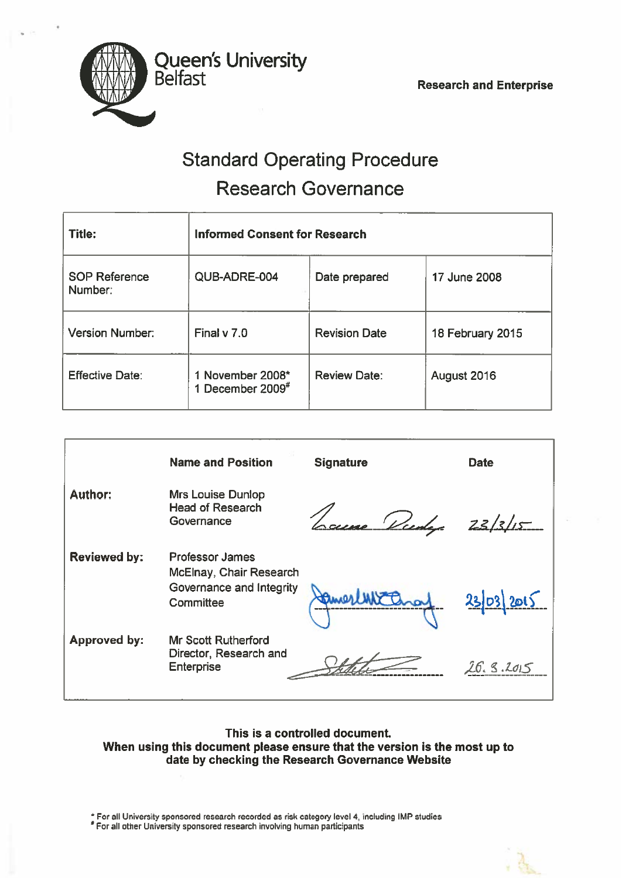Queen's University Belfast

Research and Enterprise

# Standard Operating Procedure

## Research Governance

| Title: | Informed Consent for Research | | |
|---|---|---|---|
| SOP Reference Number: | QUB-ADRE-004 | Date prepared | 17 June 2008 |
| Version Number: | Final v 7.0 | Revision Date | 18 February 2015 |
| Effective Date: | 1 November 2008*<br>1 December 2009# | Review Date: | August 2016 |

| | Name and Position | Signature | Date |
|---|---|---|---|
| **Author:** | Mrs Louise Dunlop Head of Research Governance | Louise Dunlop | 23/3/15 |
| **Reviewed by:** | Professor James McElnay, Chair Research Governance and Integrity Committee | James McElnay | 23/03/2015 |
| **Approved by:** | Mr Scott Rutherford Director, Research and Enterprise | S Rutherford | 26.3.2015 |

**This is a controlled document.**
**When using this document please ensure that the version is the most up to date by checking the Research Governance Website**

* For all University sponsored research recorded as risk category level 4, including IMP studies
# For all other University sponsored research involving human participants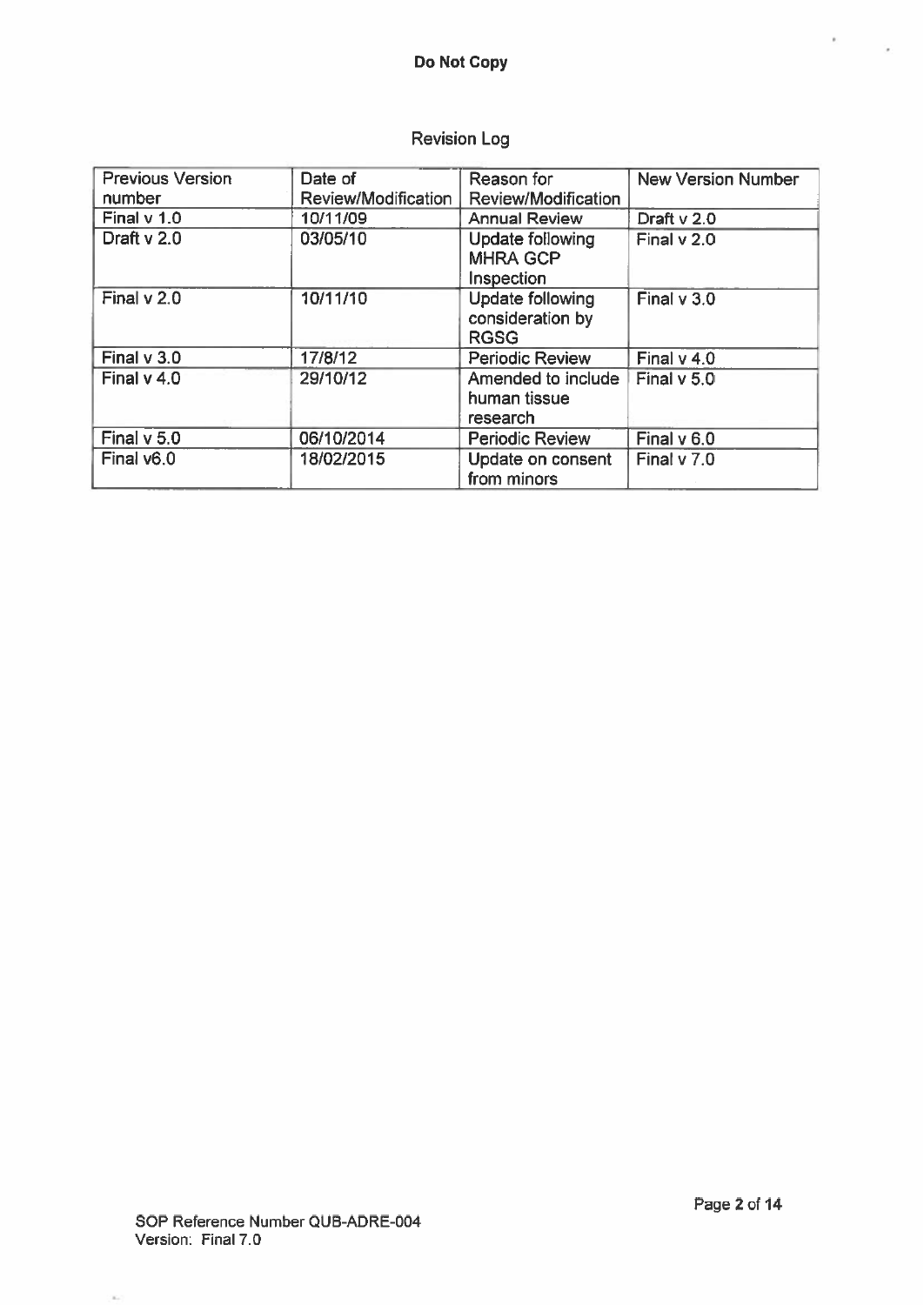**Do Not Copy**

Revision Log

| Previous Version number | Date of Review/Modification | Reason for Review/Modification | New Version Number |
|---|---|---|---|
| Final v 1.0 | 10/11/09 | Annual Review | Draft v 2.0 |
| Draft v 2.0 | 03/05/10 | Update following MHRA GCP Inspection | Final v 2.0 |
| Final v 2.0 | 10/11/10 | Update following consideration by RGSG | Final v 3.0 |
| Final v 3.0 | 17/8/12 | Periodic Review | Final v 4.0 |
| Final v 4.0 | 29/10/12 | Amended to include human tissue research | Final v 5.0 |
| Final v 5.0 | 06/10/2014 | Periodic Review | Final v 6.0 |
| Final v6.0 | 18/02/2015 | Update on consent from minors | Final v 7.0 |

SOP Reference Number QUB-ADRE-004
Version: Final 7.0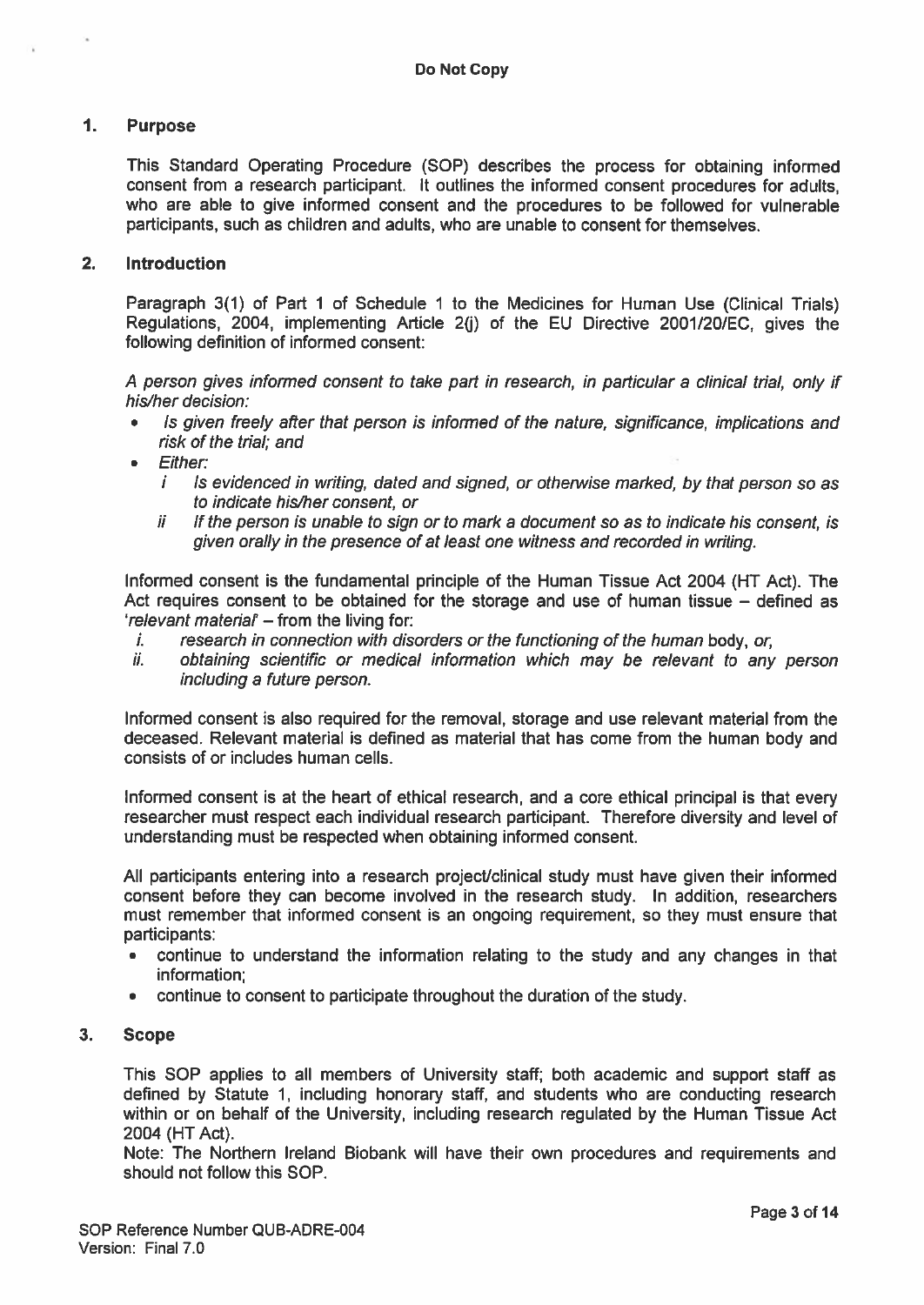## 1. Purpose

This Standard Operating Procedure (SOP) describes the process for obtaining informed consent from a research participant. It outlines the informed consent procedures for adults, who are able to give informed consent and the procedures to be followed for vulnerable participants, such as children and adults, who are unable to consent for themselves.

## 2. Introduction

Paragraph 3(1) of Part 1 of Schedule 1 to the Medicines for Human Use (Clinical Trials) Regulations, 2004, implementing Article 2(j) of the EU Directive 2001/20/EC, gives the following definition of informed consent:

*A person gives informed consent to take part in research, in particular a clinical trial, only if his/her decision:*

- *Is given freely after that person is informed of the nature, significance, implications and risk of the trial; and*
- *Either:*
  - *i Is evidenced in writing, dated and signed, or otherwise marked, by that person so as to indicate his/her consent, or*
  - *ii If the person is unable to sign or to mark a document so as to indicate his consent, is given orally in the presence of at least one witness and recorded in writing.*

Informed consent is the fundamental principle of the Human Tissue Act 2004 (HT Act). The Act requires consent to be obtained for the storage and use of human tissue – defined as '*relevant material*' – from the living for:

- i. *research in connection with disorders or the functioning of the human* body, *or,*
- ii. *obtaining scientific or medical information which may be relevant to any person including a future person.*

Informed consent is also required for the removal, storage and use relevant material from the deceased. Relevant material is defined as material that has come from the human body and consists of or includes human cells.

Informed consent is at the heart of ethical research, and a core ethical principal is that every researcher must respect each individual research participant. Therefore diversity and level of understanding must be respected when obtaining informed consent.

All participants entering into a research project/clinical study must have given their informed consent before they can become involved in the research study. In addition, researchers must remember that informed consent is an ongoing requirement, so they must ensure that participants:

- continue to understand the information relating to the study and any changes in that information;
- continue to consent to participate throughout the duration of the study.

## 3. Scope

This SOP applies to all members of University staff; both academic and support staff as defined by Statute 1, including honorary staff, and students who are conducting research within or on behalf of the University, including research regulated by the Human Tissue Act 2004 (HT Act).

Note: The Northern Ireland Biobank will have their own procedures and requirements and should not follow this SOP.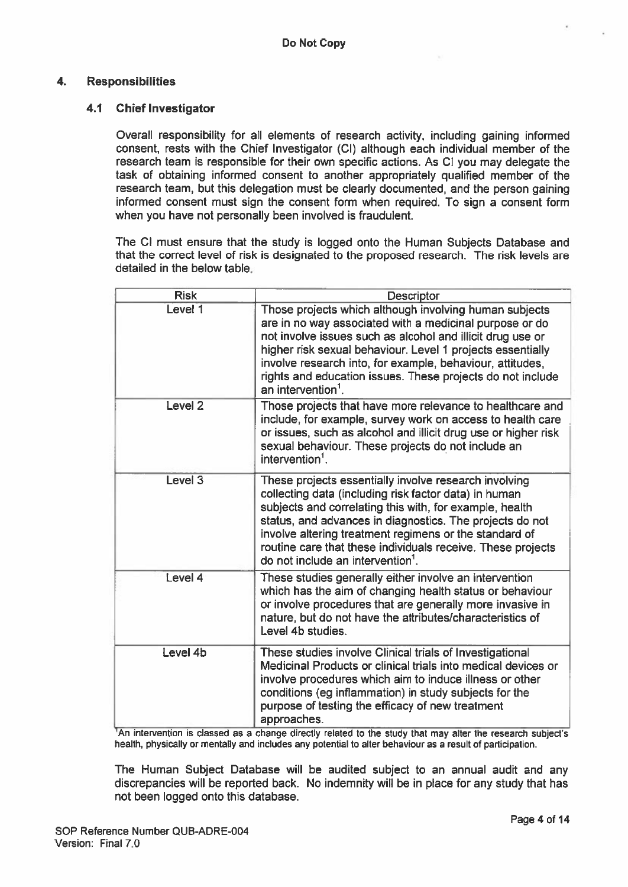Do Not Copy

## 4. Responsibilities

### 4.1 Chief Investigator

Overall responsibility for all elements of research activity, including gaining informed consent, rests with the Chief Investigator (CI) although each individual member of the research team is responsible for their own specific actions. As CI you may delegate the task of obtaining informed consent to another appropriately qualified member of the research team, but this delegation must be clearly documented, and the person gaining informed consent must sign the consent form when required. To sign a consent form when you have not personally been involved is fraudulent.

The CI must ensure that the study is logged onto the Human Subjects Database and that the correct level of risk is designated to the proposed research. The risk levels are detailed in the below table.

| Risk | Descriptor |
|---|---|
| Level 1 | Those projects which although involving human subjects are in no way associated with a medicinal purpose or do not involve issues such as alcohol and illicit drug use or higher risk sexual behaviour. Level 1 projects essentially involve research into, for example, behaviour, attitudes, rights and education issues. These projects do not include an intervention[1]. |
| Level 2 | Those projects that have more relevance to healthcare and include, for example, survey work on access to health care or issues, such as alcohol and illicit drug use or higher risk sexual behaviour. These projects do not include an intervention[1]. |
| Level 3 | These projects essentially involve research involving collecting data (including risk factor data) in human subjects and correlating this with, for example, health status, and advances in diagnostics. The projects do not involve altering treatment regimens or the standard of routine care that these individuals receive. These projects do not include an intervention[1]. |
| Level 4 | These studies generally either involve an intervention which has the aim of changing health status or behaviour or involve procedures that are generally more invasive in nature, but do not have the attributes/characteristics of Level 4b studies. |
| Level 4b | These studies involve Clinical trials of Investigational Medicinal Products or clinical trials into medical devices or involve procedures which aim to induce illness or other conditions (eg inflammation) in study subjects for the purpose of testing the efficacy of new treatment approaches. |

[1]An intervention is classed as a change directly related to the study that may alter the research subject's health, physically or mentally and includes any potential to alter behaviour as a result of participation.

The Human Subject Database will be audited subject to an annual audit and any discrepancies will be reported back. No indemnity will be in place for any study that has not been logged onto this database.

SOP Reference Number QUB-ADRE-004
Version: Final 7.0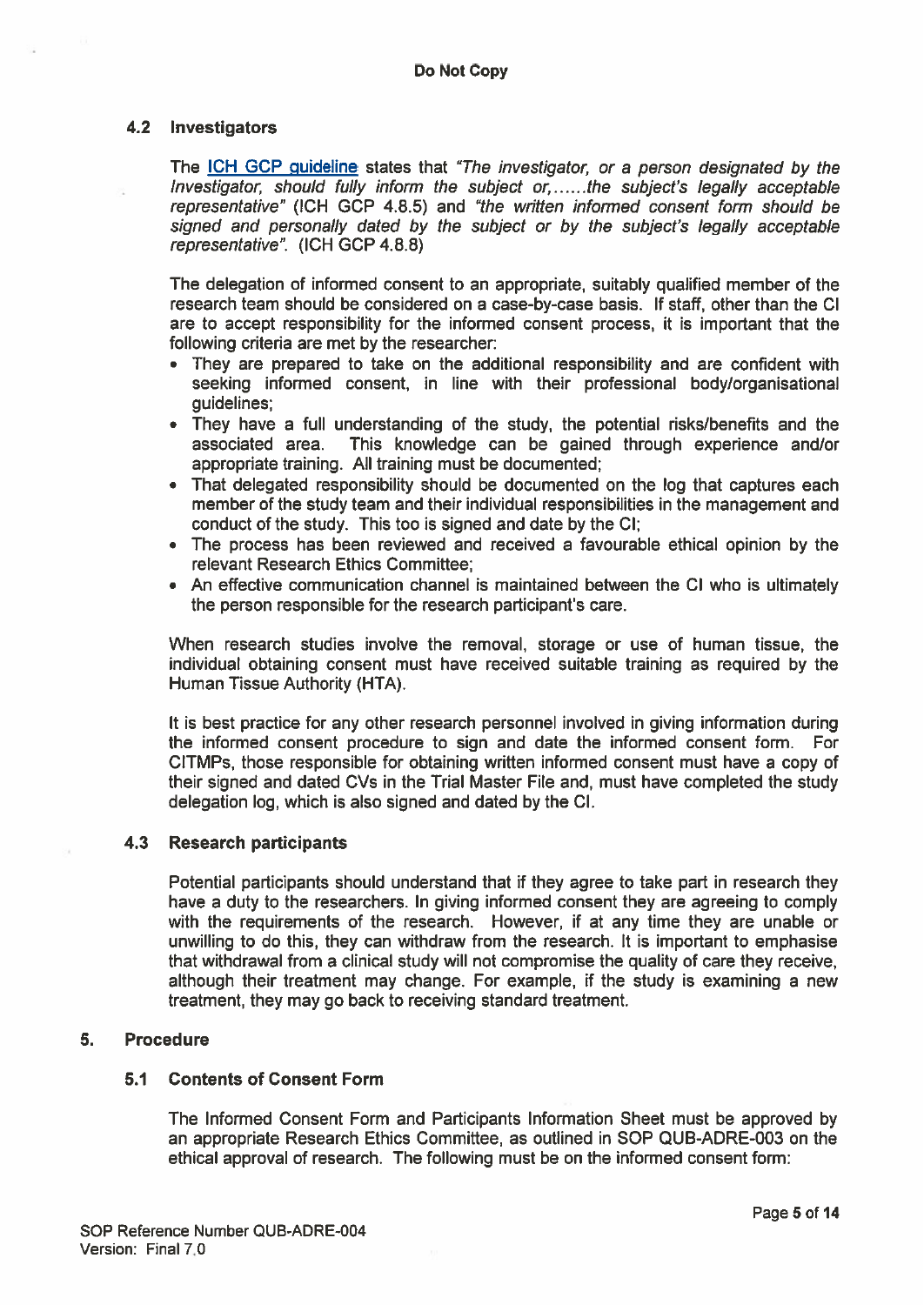### 4.2 Investigators

The ICH GCP guideline states that *"The investigator, or a person designated by the Investigator, should fully inform the subject or,......the subject's legally acceptable representative"* (ICH GCP 4.8.5) and *"the written informed consent form should be signed and personally dated by the subject or by the subject's legally acceptable representative".* (ICH GCP 4.8.8)

The delegation of informed consent to an appropriate, suitably qualified member of the research team should be considered on a case-by-case basis. If staff, other than the CI are to accept responsibility for the informed consent process, it is important that the following criteria are met by the researcher:

- They are prepared to take on the additional responsibility and are confident with seeking informed consent, in line with their professional body/organisational guidelines;
- They have a full understanding of the study, the potential risks/benefits and the associated area. This knowledge can be gained through experience and/or appropriate training. All training must be documented;
- That delegated responsibility should be documented on the log that captures each member of the study team and their individual responsibilities in the management and conduct of the study. This too is signed and date by the CI;
- The process has been reviewed and received a favourable ethical opinion by the relevant Research Ethics Committee;
- An effective communication channel is maintained between the CI who is ultimately the person responsible for the research participant's care.

When research studies involve the removal, storage or use of human tissue, the individual obtaining consent must have received suitable training as required by the Human Tissue Authority (HTA).

It is best practice for any other research personnel involved in giving information during the informed consent procedure to sign and date the informed consent form. For CITMPs, those responsible for obtaining written informed consent must have a copy of their signed and dated CVs in the Trial Master File and, must have completed the study delegation log, which is also signed and dated by the CI.

### 4.3 Research participants

Potential participants should understand that if they agree to take part in research they have a duty to the researchers. In giving informed consent they are agreeing to comply with the requirements of the research. However, if at any time they are unable or unwilling to do this, they can withdraw from the research. It is important to emphasise that withdrawal from a clinical study will not compromise the quality of care they receive, although their treatment may change. For example, if the study is examining a new treatment, they may go back to receiving standard treatment.

## 5. Procedure

### 5.1 Contents of Consent Form

The Informed Consent Form and Participants Information Sheet must be approved by an appropriate Research Ethics Committee, as outlined in SOP QUB-ADRE-003 on the ethical approval of research. The following must be on the informed consent form: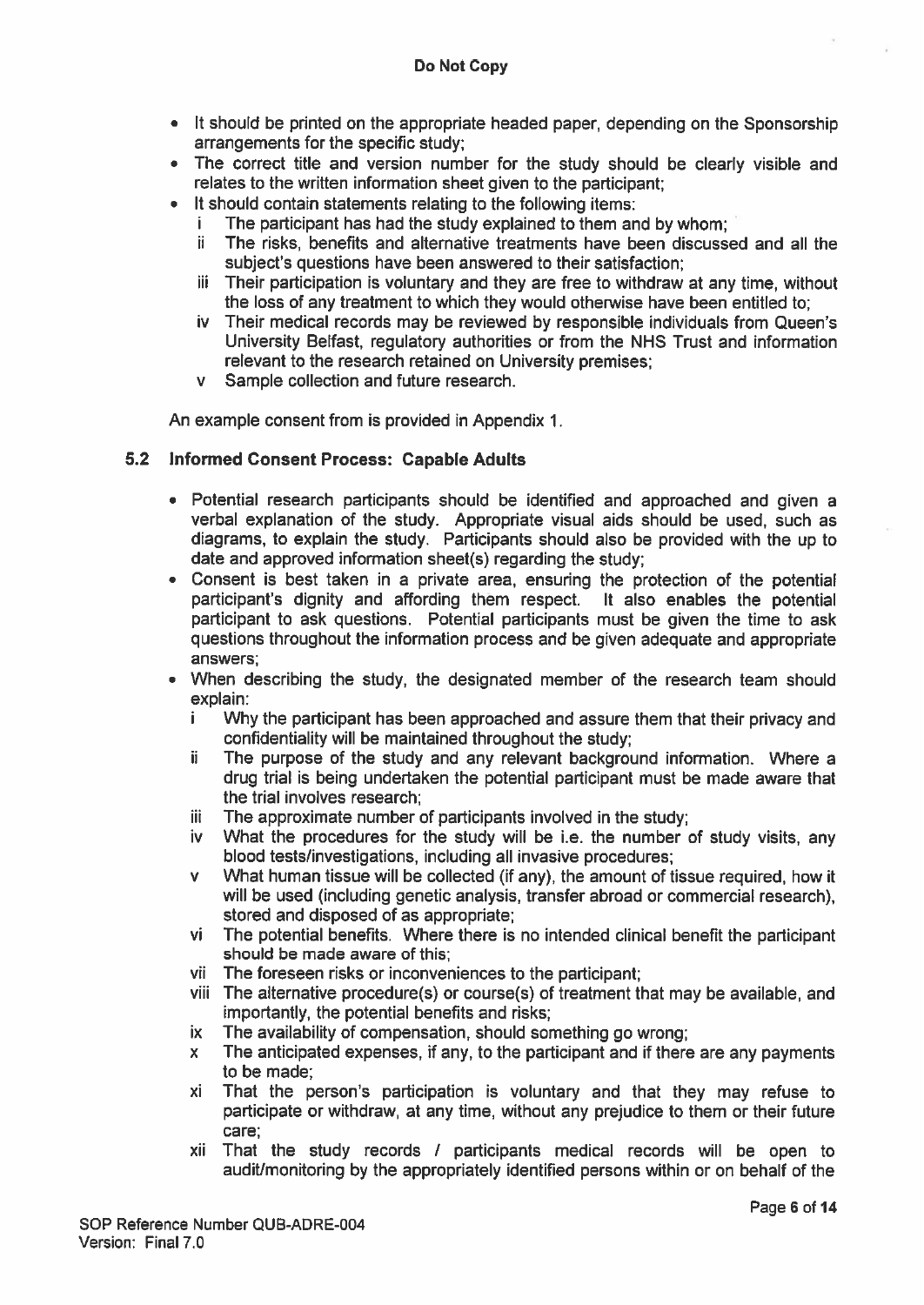- It should be printed on the appropriate headed paper, depending on the Sponsorship arrangements for the specific study;
- The correct title and version number for the study should be clearly visible and relates to the written information sheet given to the participant;
- It should contain statements relating to the following items:
  - i The participant has had the study explained to them and by whom;
  - ii The risks, benefits and alternative treatments have been discussed and all the subject's questions have been answered to their satisfaction;
  - iii Their participation is voluntary and they are free to withdraw at any time, without the loss of any treatment to which they would otherwise have been entitled to;
  - iv Their medical records may be reviewed by responsible individuals from Queen's University Belfast, regulatory authorities or from the NHS Trust and information relevant to the research retained on University premises;
  - v Sample collection and future research.

An example consent from is provided in Appendix 1.

### 5.2 Informed Consent Process: Capable Adults

- Potential research participants should be identified and approached and given a verbal explanation of the study. Appropriate visual aids should be used, such as diagrams, to explain the study. Participants should also be provided with the up to date and approved information sheet(s) regarding the study;
- Consent is best taken in a private area, ensuring the protection of the potential participant's dignity and affording them respect. It also enables the potential participant to ask questions. Potential participants must be given the time to ask questions throughout the information process and be given adequate and appropriate answers;
- When describing the study, the designated member of the research team should explain:
  - i Why the participant has been approached and assure them that their privacy and confidentiality will be maintained throughout the study;
  - ii The purpose of the study and any relevant background information. Where a drug trial is being undertaken the potential participant must be made aware that the trial involves research;
  - iii The approximate number of participants involved in the study;
  - iv What the procedures for the study will be i.e. the number of study visits, any blood tests/investigations, including all invasive procedures;
  - v What human tissue will be collected (if any), the amount of tissue required, how it will be used (including genetic analysis, transfer abroad or commercial research), stored and disposed of as appropriate;
  - vi The potential benefits. Where there is no intended clinical benefit the participant should be made aware of this;
  - vii The foreseen risks or inconveniences to the participant;
  - viii The alternative procedure(s) or course(s) of treatment that may be available, and importantly, the potential benefits and risks;
  - ix The availability of compensation, should something go wrong;
  - x The anticipated expenses, if any, to the participant and if there are any payments to be made;
  - xi That the person's participation is voluntary and that they may refuse to participate or withdraw, at any time, without any prejudice to them or their future care;
  - xii That the study records / participants medical records will be open to audit/monitoring by the appropriately identified persons within or on behalf of the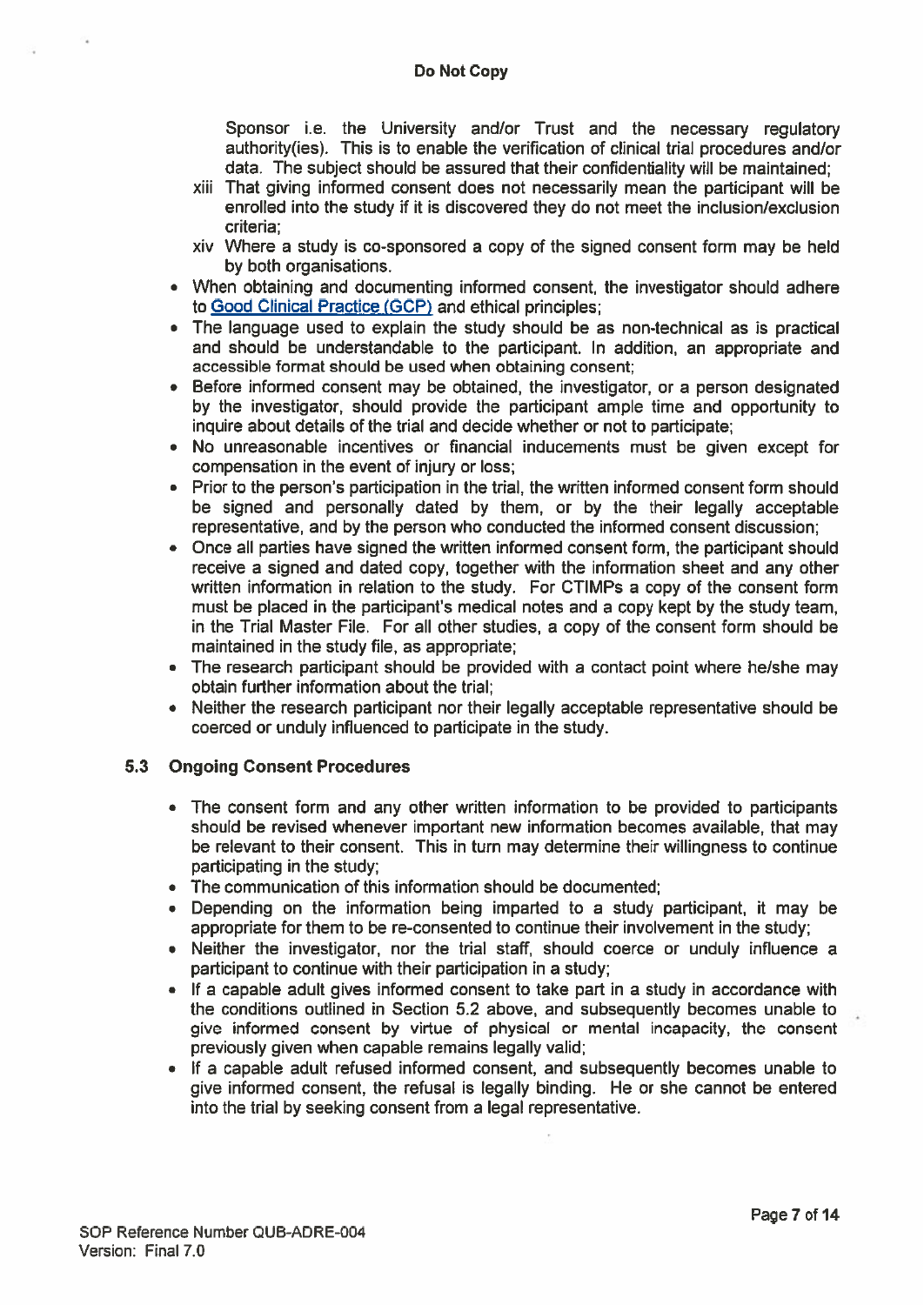Sponsor i.e. the University and/or Trust and the necessary regulatory authority(ies). This is to enable the verification of clinical trial procedures and/or data. The subject should be assured that their confidentiality will be maintained;

xiii That giving informed consent does not necessarily mean the participant will be enrolled into the study if it is discovered they do not meet the inclusion/exclusion criteria;

xiv Where a study is co-sponsored a copy of the signed consent form may be held by both organisations.

- When obtaining and documenting informed consent, the investigator should adhere to Good Clinical Practice (GCP) and ethical principles;
- The language used to explain the study should be as non-technical as is practical and should be understandable to the participant. In addition, an appropriate and accessible format should be used when obtaining consent;
- Before informed consent may be obtained, the investigator, or a person designated by the investigator, should provide the participant ample time and opportunity to inquire about details of the trial and decide whether or not to participate;
- No unreasonable incentives or financial inducements must be given except for compensation in the event of injury or loss;
- Prior to the person's participation in the trial, the written informed consent form should be signed and personally dated by them, or by the their legally acceptable representative, and by the person who conducted the informed consent discussion;
- Once all parties have signed the written informed consent form, the participant should receive a signed and dated copy, together with the information sheet and any other written information in relation to the study. For CTIMPs a copy of the consent form must be placed in the participant's medical notes and a copy kept by the study team, in the Trial Master File. For all other studies, a copy of the consent form should be maintained in the study file, as appropriate;
- The research participant should be provided with a contact point where he/she may obtain further information about the trial;
- Neither the research participant nor their legally acceptable representative should be coerced or unduly influenced to participate in the study.

### 5.3 Ongoing Consent Procedures

- The consent form and any other written information to be provided to participants should be revised whenever important new information becomes available, that may be relevant to their consent. This in turn may determine their willingness to continue participating in the study;
- The communication of this information should be documented;
- Depending on the information being imparted to a study participant, it may be appropriate for them to be re-consented to continue their involvement in the study;
- Neither the investigator, nor the trial staff, should coerce or unduly influence a participant to continue with their participation in a study;
- If a capable adult gives informed consent to take part in a study in accordance with the conditions outlined in Section 5.2 above, and subsequently becomes unable to give informed consent by virtue of physical or mental incapacity, the consent previously given when capable remains legally valid;
- If a capable adult refused informed consent, and subsequently becomes unable to give informed consent, the refusal is legally binding. He or she cannot be entered into the trial by seeking consent from a legal representative.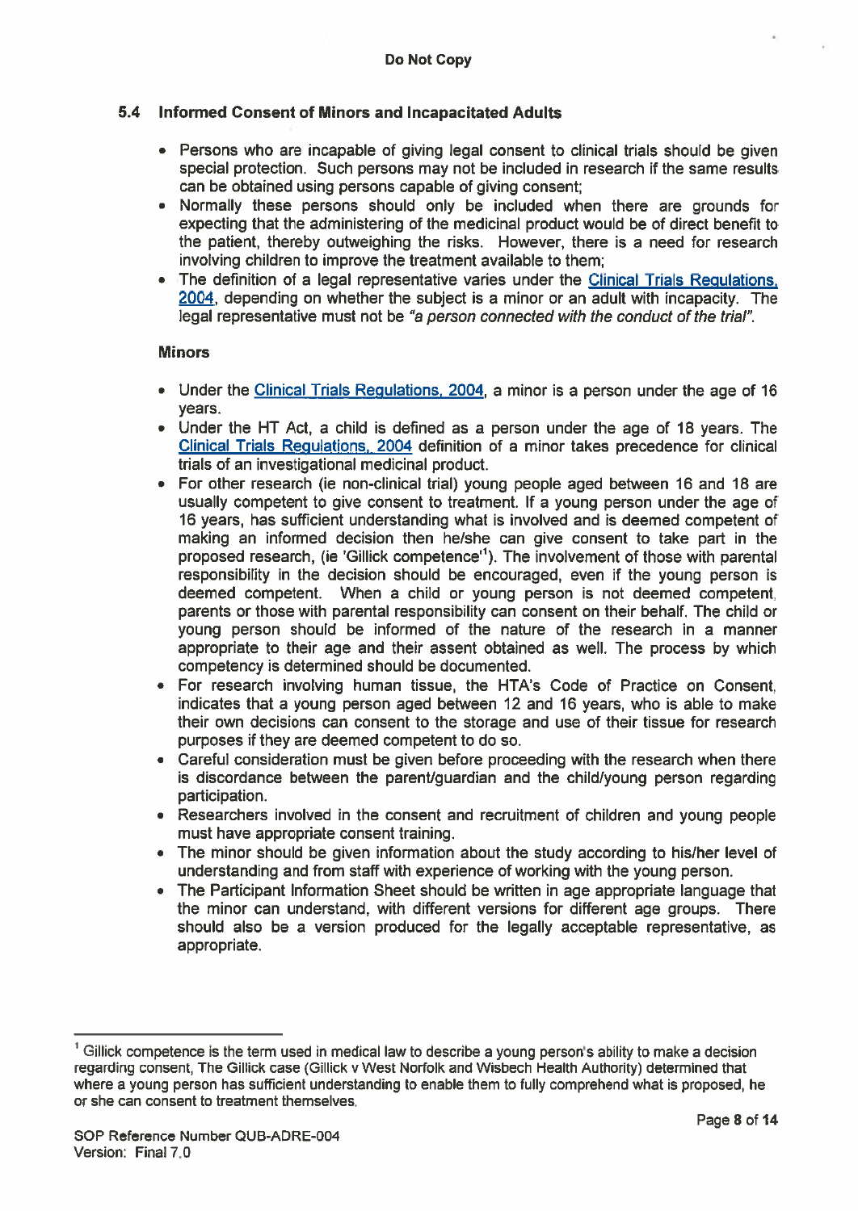Do Not Copy

### 5.4 Informed Consent of Minors and Incapacitated Adults

- Persons who are incapable of giving legal consent to clinical trials should be given special protection. Such persons may not be included in research if the same results can be obtained using persons capable of giving consent;
- Normally these persons should only be included when there are grounds for expecting that the administering of the medicinal product would be of direct benefit to the patient, thereby outweighing the risks. However, there is a need for research involving children to improve the treatment available to them;
- The definition of a legal representative varies under the Clinical Trials Regulations, 2004, depending on whether the subject is a minor or an adult with incapacity. The legal representative must not be *"a person connected with the conduct of the trial"*.

**Minors**

- Under the Clinical Trials Regulations, 2004, a minor is a person under the age of 16 years.
- Under the HT Act, a child is defined as a person under the age of 18 years. The Clinical Trials Regulations, 2004 definition of a minor takes precedence for clinical trials of an investigational medicinal product.
- For other research (ie non-clinical trial) young people aged between 16 and 18 are usually competent to give consent to treatment. If a young person under the age of 16 years, has sufficient understanding what is involved and is deemed competent of making an informed decision then he/she can give consent to take part in the proposed research, (ie 'Gillick competence'[1]). The involvement of those with parental responsibility in the decision should be encouraged, even if the young person is deemed competent. When a child or young person is not deemed competent, parents or those with parental responsibility can consent on their behalf. The child or young person should be informed of the nature of the research in a manner appropriate to their age and their assent obtained as well. The process by which competency is determined should be documented.
- For research involving human tissue, the HTA's Code of Practice on Consent, indicates that a young person aged between 12 and 16 years, who is able to make their own decisions can consent to the storage and use of their tissue for research purposes if they are deemed competent to do so.
- Careful consideration must be given before proceeding with the research when there is discordance between the parent/guardian and the child/young person regarding participation.
- Researchers involved in the consent and recruitment of children and young people must have appropriate consent training.
- The minor should be given information about the study according to his/her level of understanding and from staff with experience of working with the young person.
- The Participant Information Sheet should be written in age appropriate language that the minor can understand, with different versions for different age groups. There should also be a version produced for the legally acceptable representative, as appropriate.

---

[1] Gillick competence is the term used in medical law to describe a young person's ability to make a decision regarding consent, The Gillick case (Gillick v West Norfolk and Wisbech Health Authority) determined that where a young person has sufficient understanding to enable them to fully comprehend what is proposed, he or she can consent to treatment themselves.

SOP Reference Number QUB-ADRE-004
Version: Final 7.0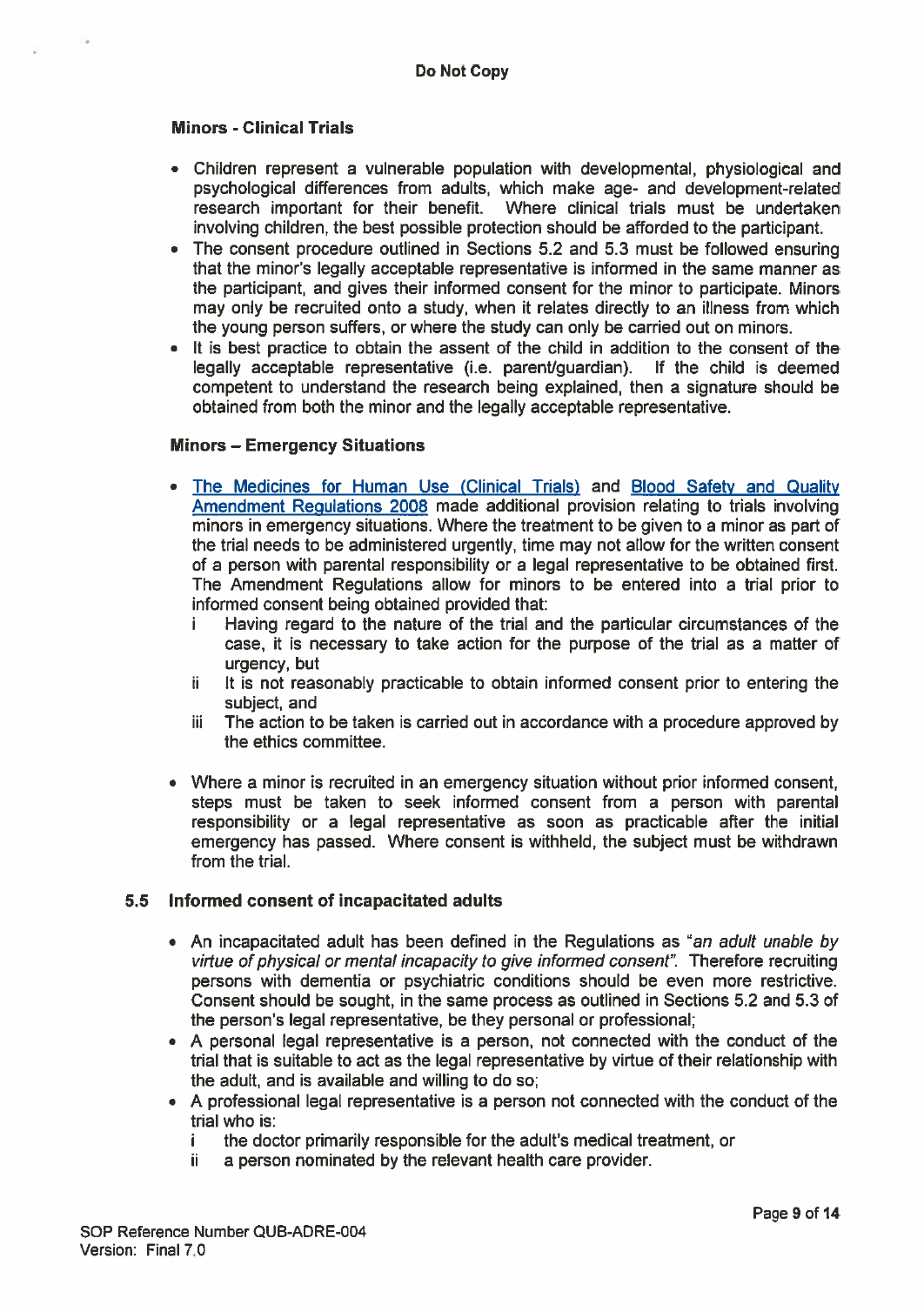**Minors - Clinical Trials**

- Children represent a vulnerable population with developmental, physiological and psychological differences from adults, which make age- and development-related research important for their benefit. Where clinical trials must be undertaken involving children, the best possible protection should be afforded to the participant.
- The consent procedure outlined in Sections 5.2 and 5.3 must be followed ensuring that the minor's legally acceptable representative is informed in the same manner as the participant, and gives their informed consent for the minor to participate. Minors may only be recruited onto a study, when it relates directly to an illness from which the young person suffers, or where the study can only be carried out on minors.
- It is best practice to obtain the assent of the child in addition to the consent of the legally acceptable representative (i.e. parent/guardian). If the child is deemed competent to understand the research being explained, then a signature should be obtained from both the minor and the legally acceptable representative.

**Minors – Emergency Situations**

- The Medicines for Human Use (Clinical Trials) and Blood Safety and Quality Amendment Regulations 2008 made additional provision relating to trials involving minors in emergency situations. Where the treatment to be given to a minor as part of the trial needs to be administered urgently, time may not allow for the written consent of a person with parental responsibility or a legal representative to be obtained first. The Amendment Regulations allow for minors to be entered into a trial prior to informed consent being obtained provided that:
  - i Having regard to the nature of the trial and the particular circumstances of the case, it is necessary to take action for the purpose of the trial as a matter of urgency, but
  - ii It is not reasonably practicable to obtain informed consent prior to entering the subject, and
  - iii The action to be taken is carried out in accordance with a procedure approved by the ethics committee.
- Where a minor is recruited in an emergency situation without prior informed consent, steps must be taken to seek informed consent from a person with parental responsibility or a legal representative as soon as practicable after the initial emergency has passed. Where consent is withheld, the subject must be withdrawn from the trial.

## 5.5 Informed consent of incapacitated adults

- An incapacitated adult has been defined in the Regulations as "*an adult unable by virtue of physical or mental incapacity to give informed consent*". Therefore recruiting persons with dementia or psychiatric conditions should be even more restrictive. Consent should be sought, in the same process as outlined in Sections 5.2 and 5.3 of the person's legal representative, be they personal or professional;
- A personal legal representative is a person, not connected with the conduct of the trial that is suitable to act as the legal representative by virtue of their relationship with the adult, and is available and willing to do so;
- A professional legal representative is a person not connected with the conduct of the trial who is:
  - i the doctor primarily responsible for the adult's medical treatment, or
  - ii a person nominated by the relevant health care provider.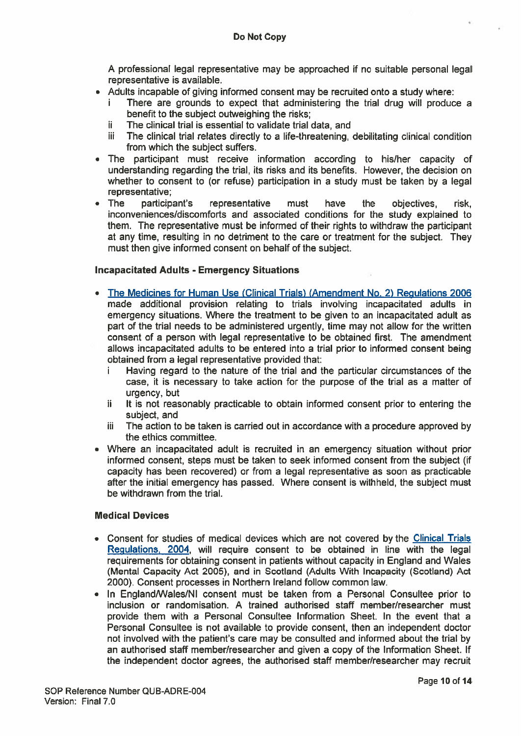A professional legal representative may be approached if no suitable personal legal representative is available.

- Adults incapable of giving informed consent may be recruited onto a study where:
  - i There are grounds to expect that administering the trial drug will produce a benefit to the subject outweighing the risks;
  - ii The clinical trial is essential to validate trial data, and
  - iii The clinical trial relates directly to a life-threatening, debilitating clinical condition from which the subject suffers.
- The participant must receive information according to his/her capacity of understanding regarding the trial, its risks and its benefits. However, the decision on whether to consent to (or refuse) participation in a study must be taken by a legal representative;
- The participant's representative must have the objectives, risk, inconveniences/discomforts and associated conditions for the study explained to them. The representative must be informed of their rights to withdraw the participant at any time, resulting in no detriment to the care or treatment for the subject. They must then give informed consent on behalf of the subject.

**Incapacitated Adults - Emergency Situations**

- The Medicines for Human Use (Clinical Trials) (Amendment No. 2) Regulations 2006 made additional provision relating to trials involving incapacitated adults in emergency situations. Where the treatment to be given to an incapacitated adult as part of the trial needs to be administered urgently, time may not allow for the written consent of a person with legal representative to be obtained first. The amendment allows incapacitated adults to be entered into a trial prior to informed consent being obtained from a legal representative provided that:
  - i Having regard to the nature of the trial and the particular circumstances of the case, it is necessary to take action for the purpose of the trial as a matter of urgency, but
  - ii It is not reasonably practicable to obtain informed consent prior to entering the subject, and
  - iii The action to be taken is carried out in accordance with a procedure approved by the ethics committee.
- Where an incapacitated adult is recruited in an emergency situation without prior informed consent, steps must be taken to seek informed consent from the subject (if capacity has been recovered) or from a legal representative as soon as practicable after the initial emergency has passed. Where consent is withheld, the subject must be withdrawn from the trial.

**Medical Devices**

- Consent for studies of medical devices which are not covered by the Clinical Trials Regulations, 2004, will require consent to be obtained in line with the legal requirements for obtaining consent in patients without capacity in England and Wales (Mental Capacity Act 2005), and in Scotland (Adults With Incapacity (Scotland) Act 2000). Consent processes in Northern Ireland follow common law.
- In England/Wales/NI consent must be taken from a Personal Consultee prior to inclusion or randomisation. A trained authorised staff member/researcher must provide them with a Personal Consultee Information Sheet. In the event that a Personal Consultee is not available to provide consent, then an independent doctor not involved with the patient's care may be consulted and informed about the trial by an authorised staff member/researcher and given a copy of the Information Sheet. If the independent doctor agrees, the authorised staff member/researcher may recruit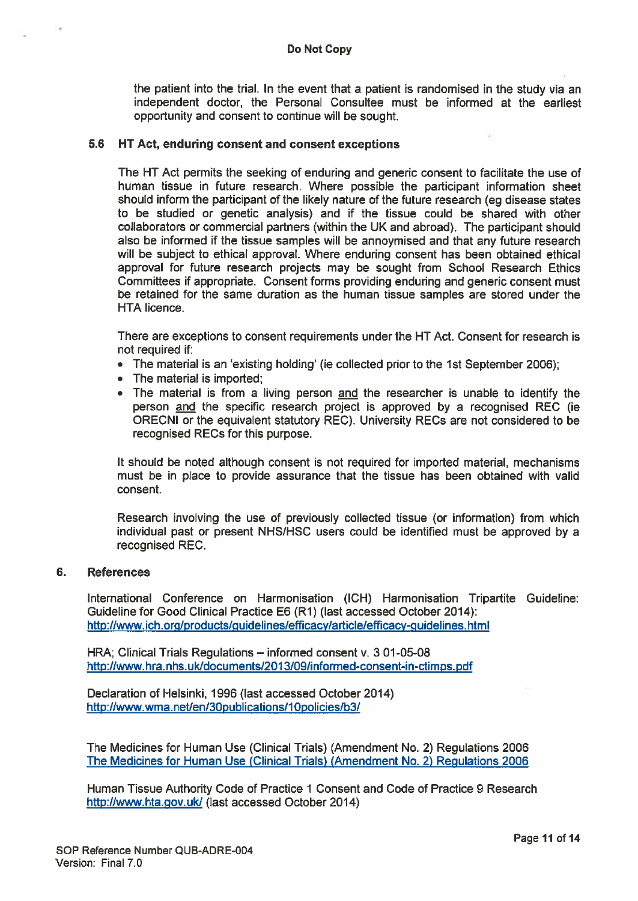the patient into the trial. In the event that a patient is randomised in the study via an independent doctor, the Personal Consultee must be informed at the earliest opportunity and consent to continue will be sought.

### 5.6 HT Act, enduring consent and consent exceptions

The HT Act permits the seeking of enduring and generic consent to facilitate the use of human tissue in future research. Where possible the participant information sheet should inform the participant of the likely nature of the future research (eg disease states to be studied or genetic analysis) and if the tissue could be shared with other collaborators or commercial partners (within the UK and abroad). The participant should also be informed if the tissue samples will be annoymised and that any future research will be subject to ethical approval. Where enduring consent has been obtained ethical approval for future research projects may be sought from School Research Ethics Committees if appropriate. Consent forms providing enduring and generic consent must be retained for the same duration as the human tissue samples are stored under the HTA licence.

There are exceptions to consent requirements under the HT Act. Consent for research is not required if:

- The material is an 'existing holding' (ie collected prior to the 1st September 2006);
- The material is imported;
- The material is from a living person <u>and</u> the researcher is unable to identify the person <u>and</u> the specific research project is approved by a recognised REC (ie ORECNI or the equivalent statutory REC). University RECs are not considered to be recognised RECs for this purpose.

It should be noted although consent is not required for imported material, mechanisms must be in place to provide assurance that the tissue has been obtained with valid consent.

Research involving the use of previously collected tissue (or information) from which individual past or present NHS/HSC users could be identified must be approved by a recognised REC.

## 6. References

International Conference on Harmonisation (ICH) Harmonisation Tripartite Guideline: Guideline for Good Clinical Practice E6 (R1) (last accessed October 2014): http://www.ich.org/products/guidelines/efficacy/article/efficacy-guidelines.html

HRA; Clinical Trials Regulations – informed consent v. 3 01-05-08 http://www.hra.nhs.uk/documents/2013/09/informed-consent-in-ctimps.pdf

Declaration of Helsinki, 1996 (last accessed October 2014) http://www.wma.net/en/30publications/10policies/b3/

The Medicines for Human Use (Clinical Trials) (Amendment No. 2) Regulations 2006
The Medicines for Human Use (Clinical Trials) (Amendment No. 2) Regulations 2006

Human Tissue Authority Code of Practice 1 Consent and Code of Practice 9 Research http://www.hta.gov.uk/ (last accessed October 2014)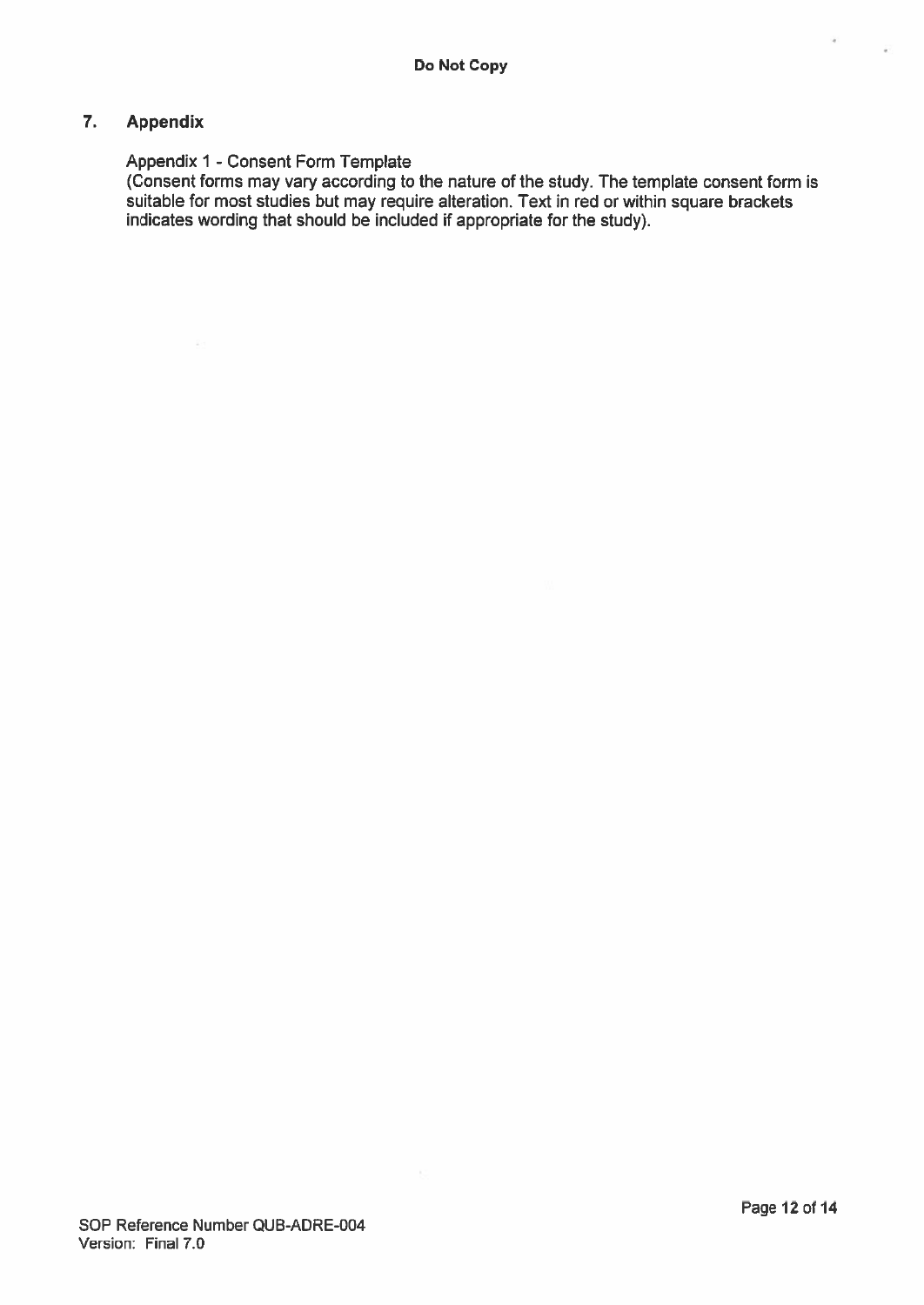## 7. Appendix

Appendix 1 - Consent Form Template

(Consent forms may vary according to the nature of the study. The template consent form is suitable for most studies but may require alteration. Text in red or within square brackets indicates wording that should be included if appropriate for the study).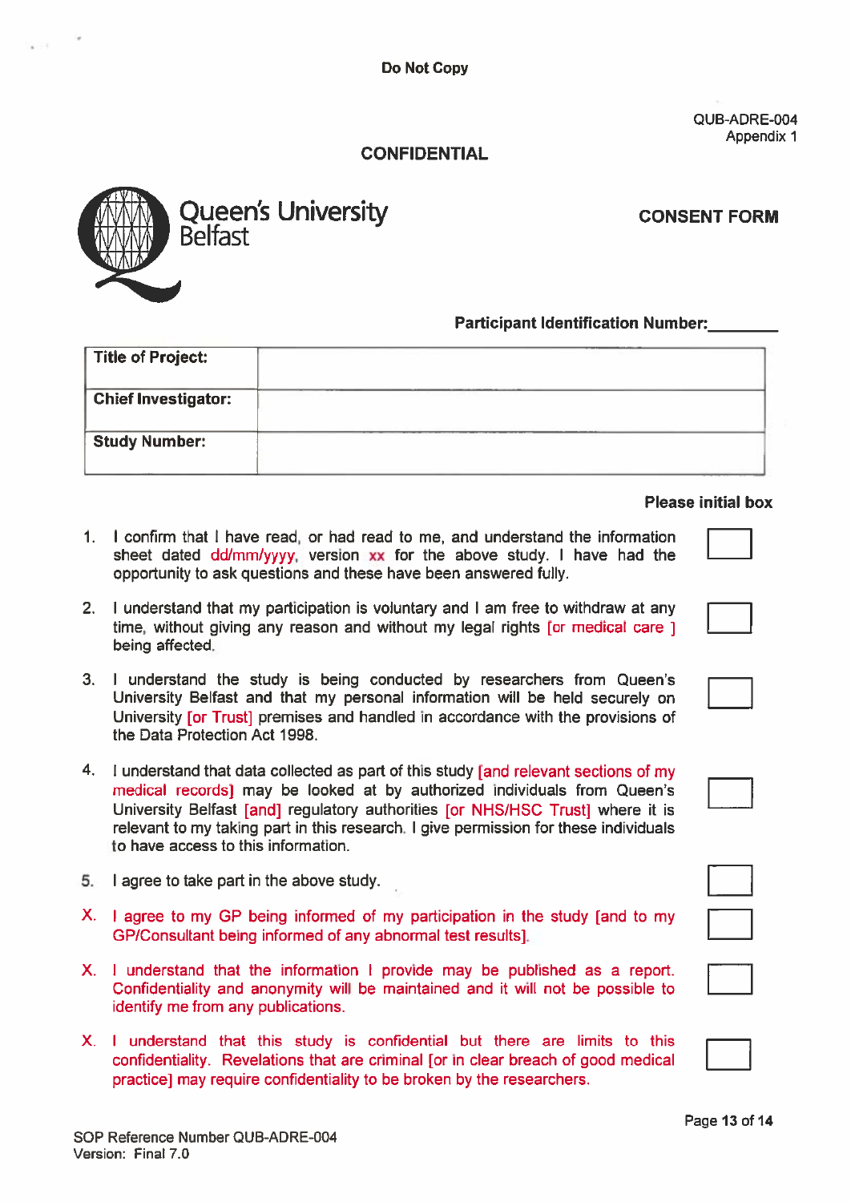Do Not Copy

QUB-ADRE-004
Appendix 1

**CONFIDENTIAL**

Queen's University Belfast

**CONSENT FORM**

**Participant Identification Number:________**

| **Title of Project:** | |
|---|---|
| **Chief Investigator:** | |
| **Study Number:** | |

**Please initial box**

1. I confirm that I have read, or had read to me, and understand the information sheet dated dd/mm/yyyy, version xx for the above study. I have had the opportunity to ask questions and these have been answered fully. ☐

2. I understand that my participation is voluntary and I am free to withdraw at any time, without giving any reason and without my legal rights [or medical care ] being affected. ☐

3. I understand the study is being conducted by researchers from Queen's University Belfast and that my personal information will be held securely on University [or Trust] premises and handled in accordance with the provisions of the Data Protection Act 1998. ☐

4. I understand that data collected as part of this study [and relevant sections of my medical records] may be looked at by authorized individuals from Queen's University Belfast [and] regulatory authorities [or NHS/HSC Trust] where it is relevant to my taking part in this research. I give permission for these individuals to have access to this information. ☐

5. I agree to take part in the above study. ☐

X. I agree to my GP being informed of my participation in the study [and to my GP/Consultant being informed of any abnormal test results]. ☐

X. I understand that the information I provide may be published as a report. Confidentiality and anonymity will be maintained and it will not be possible to identify me from any publications. ☐

X. I understand that this study is confidential but there are limits to this confidentiality. Revelations that are criminal [or in clear breach of good medical practice] may require confidentiality to be broken by the researchers. ☐

SOP Reference Number QUB-ADRE-004
Version: Final 7.0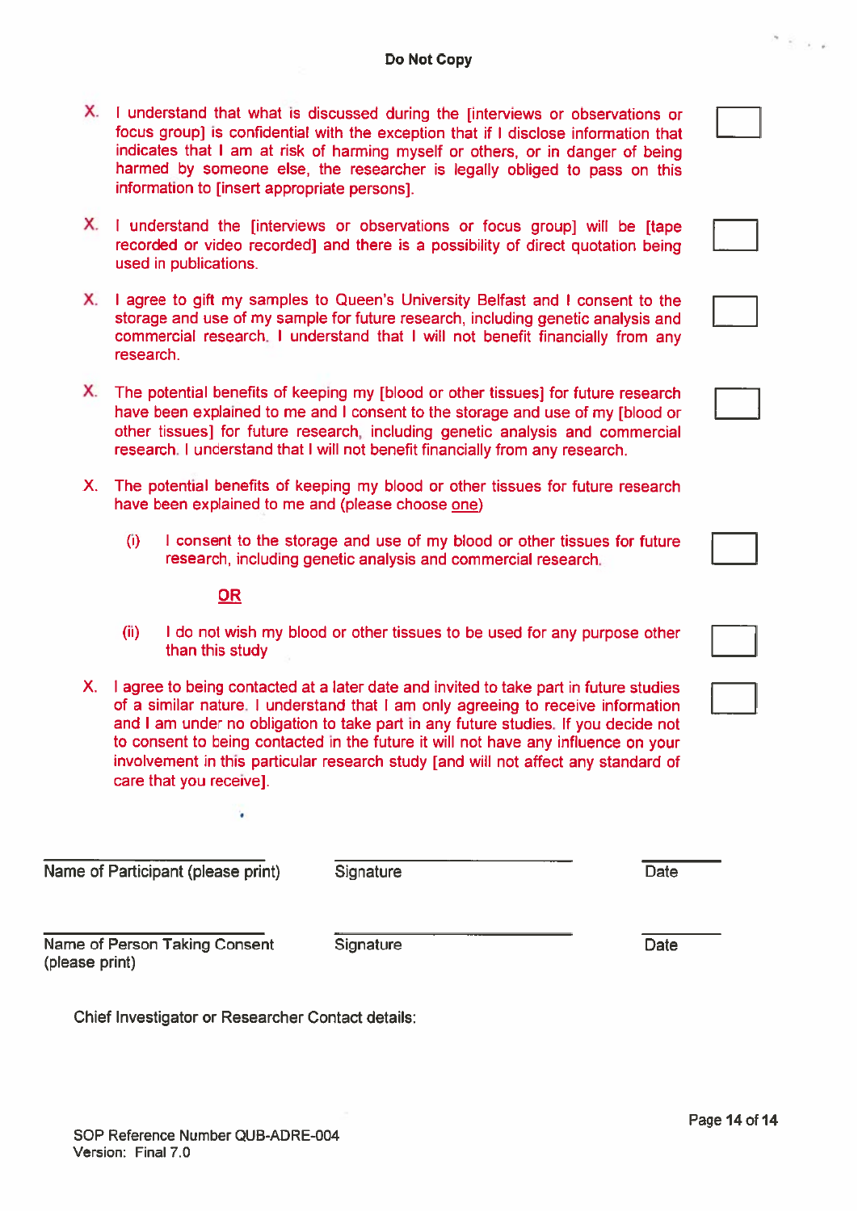**Do Not Copy**

X. I understand that what is discussed during the [interviews or observations or focus group] is confidential with the exception that if I disclose information that indicates that I am at risk of harming myself or others, or in danger of being harmed by someone else, the researcher is legally obliged to pass on this information to [insert appropriate persons]. ☐

X. I understand the [interviews or observations or focus group] will be [tape recorded or video recorded] and there is a possibility of direct quotation being used in publications. ☐

X. I agree to gift my samples to Queen's University Belfast and I consent to the storage and use of my sample for future research, including genetic analysis and commercial research. I understand that I will not benefit financially from any research. ☐

X. The potential benefits of keeping my [blood or other tissues] for future research have been explained to me and I consent to the storage and use of my [blood or other tissues] for future research, including genetic analysis and commercial research. I understand that I will not benefit financially from any research. ☐

X. The potential benefits of keeping my blood or other tissues for future research have been explained to me and (please choose <u>one</u>)

(i) I consent to the storage and use of my blood or other tissues for future research, including genetic analysis and commercial research. ☐

**<u>OR</u>**

(ii) I do not wish my blood or other tissues to be used for any purpose other than this study ☐

X. I agree to being contacted at a later date and invited to take part in future studies of a similar nature. I understand that I am only agreeing to receive information and I am under no obligation to take part in any future studies. If you decide not to consent to being contacted in the future it will not have any influence on your involvement in this particular research study [and will not affect any standard of care that you receive]. ☐

| | | |
|---|---|---|
| Name of Participant (please print) | Signature | Date |
| Name of Person Taking Consent (please print) | Signature | Date |

Chief Investigator or Researcher Contact details:

SOP Reference Number QUB-ADRE-004
Version: Final 7.0